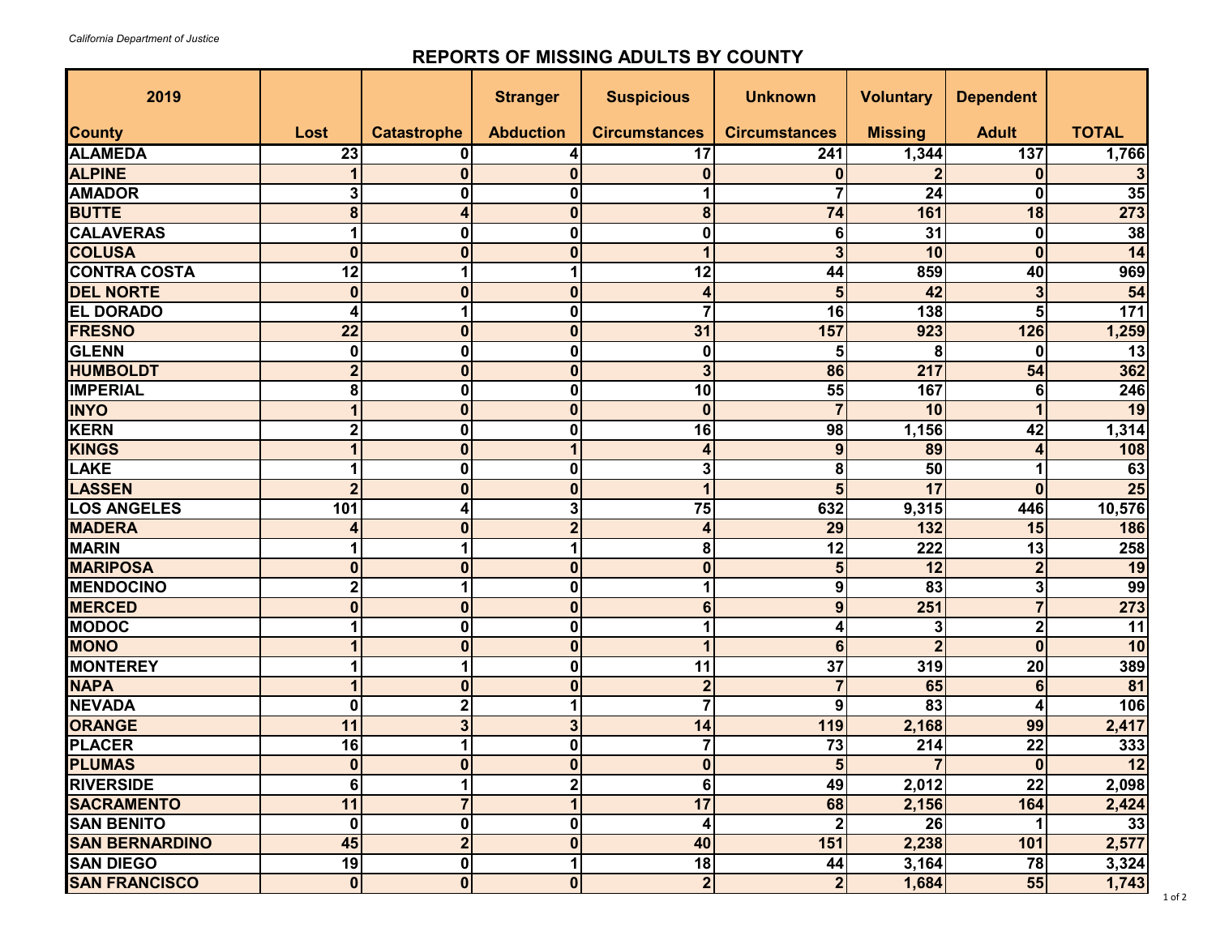*California Department of Justice*

# REPORTS OF MISSING ADULTS BY COUNTY

| 2019<br>County | Lost | Catastrophe | Stranger Abduction | Suspicious Circumstances | Unknown Circumstances | Voluntary Missing | Dependent Adult | TOTAL |
|---|---|---|---|---|---|---|---|---|
| ALAMEDA | 23 | 0 | 4 | 17 | 241 | 1,344 | 137 | 1,766 |
| ALPINE | 1 | 0 | 0 | 0 | 0 | 2 | 0 | 3 |
| AMADOR | 3 | 0 | 0 | 1 | 7 | 24 | 0 | 35 |
| BUTTE | 8 | 4 | 0 | 8 | 74 | 161 | 18 | 273 |
| CALAVERAS | 1 | 0 | 0 | 0 | 6 | 31 | 0 | 38 |
| COLUSA | 0 | 0 | 0 | 1 | 3 | 10 | 0 | 14 |
| CONTRA COSTA | 12 | 1 | 1 | 12 | 44 | 859 | 40 | 969 |
| DEL NORTE | 0 | 0 | 0 | 4 | 5 | 42 | 3 | 54 |
| EL DORADO | 4 | 1 | 0 | 7 | 16 | 138 | 5 | 171 |
| FRESNO | 22 | 0 | 0 | 31 | 157 | 923 | 126 | 1,259 |
| GLENN | 0 | 0 | 0 | 0 | 5 | 8 | 0 | 13 |
| HUMBOLDT | 2 | 0 | 0 | 3 | 86 | 217 | 54 | 362 |
| IMPERIAL | 8 | 0 | 0 | 10 | 55 | 167 | 6 | 246 |
| INYO | 1 | 0 | 0 | 0 | 7 | 10 | 1 | 19 |
| KERN | 2 | 0 | 0 | 16 | 98 | 1,156 | 42 | 1,314 |
| KINGS | 1 | 0 | 1 | 4 | 9 | 89 | 4 | 108 |
| LAKE | 1 | 0 | 0 | 3 | 8 | 50 | 1 | 63 |
| LASSEN | 2 | 0 | 0 | 1 | 5 | 17 | 0 | 25 |
| LOS ANGELES | 101 | 4 | 3 | 75 | 632 | 9,315 | 446 | 10,576 |
| MADERA | 4 | 0 | 2 | 4 | 29 | 132 | 15 | 186 |
| MARIN | 1 | 1 | 1 | 8 | 12 | 222 | 13 | 258 |
| MARIPOSA | 0 | 0 | 0 | 0 | 5 | 12 | 2 | 19 |
| MENDOCINO | 2 | 1 | 0 | 1 | 9 | 83 | 3 | 99 |
| MERCED | 0 | 0 | 0 | 6 | 9 | 251 | 7 | 273 |
| MODOC | 1 | 0 | 0 | 1 | 4 | 3 | 2 | 11 |
| MONO | 1 | 0 | 0 | 1 | 6 | 2 | 0 | 10 |
| MONTEREY | 1 | 1 | 0 | 11 | 37 | 319 | 20 | 389 |
| NAPA | 1 | 0 | 0 | 2 | 7 | 65 | 6 | 81 |
| NEVADA | 0 | 2 | 1 | 7 | 9 | 83 | 4 | 106 |
| ORANGE | 11 | 3 | 3 | 14 | 119 | 2,168 | 99 | 2,417 |
| PLACER | 16 | 1 | 0 | 7 | 73 | 214 | 22 | 333 |
| PLUMAS | 0 | 0 | 0 | 0 | 5 | 7 | 0 | 12 |
| RIVERSIDE | 6 | 1 | 2 | 6 | 49 | 2,012 | 22 | 2,098 |
| SACRAMENTO | 11 | 7 | 1 | 17 | 68 | 2,156 | 164 | 2,424 |
| SAN BENITO | 0 | 0 | 0 | 4 | 2 | 26 | 1 | 33 |
| SAN BERNARDINO | 45 | 2 | 0 | 40 | 151 | 2,238 | 101 | 2,577 |
| SAN DIEGO | 19 | 0 | 1 | 18 | 44 | 3,164 | 78 | 3,324 |
| SAN FRANCISCO | 0 | 0 | 0 | 2 | 2 | 1,684 | 55 | 1,743 |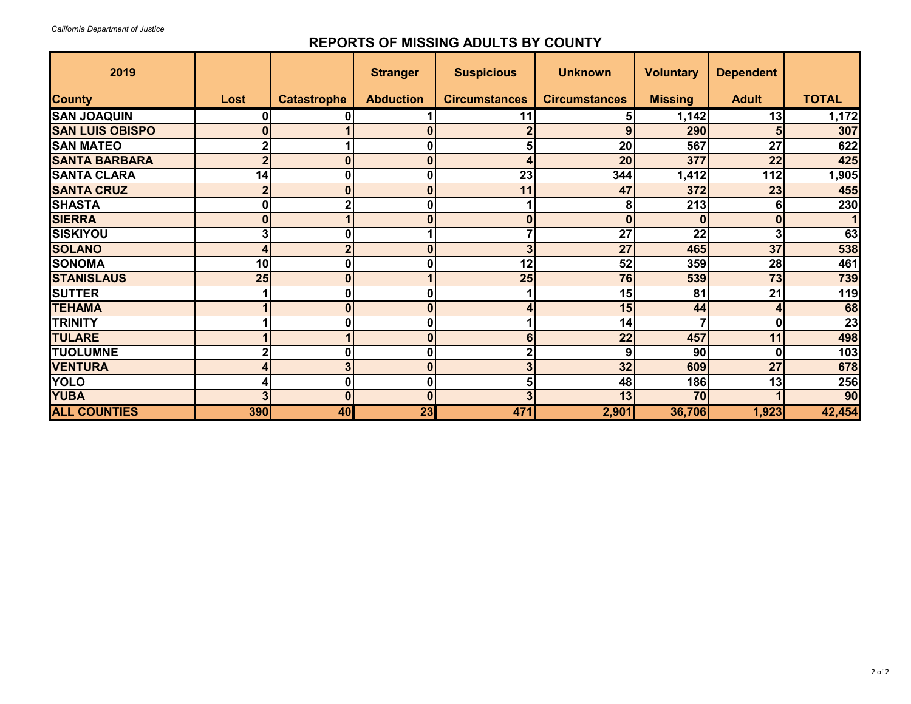*California Department of Justice*

## REPORTS OF MISSING ADULTS BY COUNTY

| 2019 County | Lost | Catastrophe | Stranger Abduction | Suspicious Circumstances | Unknown Circumstances | Voluntary Missing | Dependent Adult | TOTAL |
|---|---|---|---|---|---|---|---|---|
| SAN JOAQUIN | 0 | 0 | 1 | 11 | 5 | 1,142 | 13 | 1,172 |
| SAN LUIS OBISPO | 0 | 1 | 0 | 2 | 9 | 290 | 5 | 307 |
| SAN MATEO | 2 | 1 | 0 | 5 | 20 | 567 | 27 | 622 |
| SANTA BARBARA | 2 | 0 | 0 | 4 | 20 | 377 | 22 | 425 |
| SANTA CLARA | 14 | 0 | 0 | 23 | 344 | 1,412 | 112 | 1,905 |
| SANTA CRUZ | 2 | 0 | 0 | 11 | 47 | 372 | 23 | 455 |
| SHASTA | 0 | 2 | 0 | 1 | 8 | 213 | 6 | 230 |
| SIERRA | 0 | 1 | 0 | 0 | 0 | 0 | 0 | 1 |
| SISKIYOU | 3 | 0 | 1 | 7 | 27 | 22 | 3 | 63 |
| SOLANO | 4 | 2 | 0 | 3 | 27 | 465 | 37 | 538 |
| SONOMA | 10 | 0 | 0 | 12 | 52 | 359 | 28 | 461 |
| STANISLAUS | 25 | 0 | 1 | 25 | 76 | 539 | 73 | 739 |
| SUTTER | 1 | 0 | 0 | 1 | 15 | 81 | 21 | 119 |
| TEHAMA | 1 | 0 | 0 | 4 | 15 | 44 | 4 | 68 |
| TRINITY | 1 | 0 | 0 | 1 | 14 | 7 | 0 | 23 |
| TULARE | 1 | 1 | 0 | 6 | 22 | 457 | 11 | 498 |
| TUOLUMNE | 2 | 0 | 0 | 2 | 9 | 90 | 0 | 103 |
| VENTURA | 4 | 3 | 0 | 3 | 32 | 609 | 27 | 678 |
| YOLO | 4 | 0 | 0 | 5 | 48 | 186 | 13 | 256 |
| YUBA | 3 | 0 | 0 | 3 | 13 | 70 | 1 | 90 |
| ALL COUNTIES | 390 | 40 | 23 | 471 | 2,901 | 36,706 | 1,923 | 42,454 |